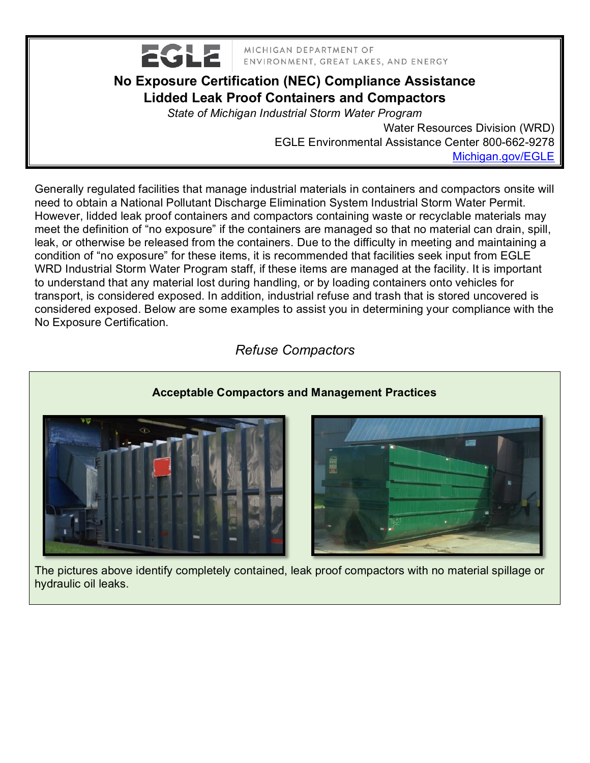MICHIGAN DEPARTMENT OF ENVIRONMENT, GREAT LAKES, AND ENERGY

# No Exposure Certification (NEC) Compliance Assistance

## Lidded Leak Proof Containers and Compactors

*State of Michigan Industrial Storm Water Program*

Water Resources Division (WRD)
EGLE Environmental Assistance Center 800-662-9278
[Michigan.gov/EGLE](Michigan.gov/EGLE)

Generally regulated facilities that manage industrial materials in containers and compactors onsite will need to obtain a National Pollutant Discharge Elimination System Industrial Storm Water Permit. However, lidded leak proof containers and compactors containing waste or recyclable materials may meet the definition of "no exposure" if the containers are managed so that no material can drain, spill, leak, or otherwise be released from the containers. Due to the difficulty in meeting and maintaining a condition of "no exposure" for these items, it is recommended that facilities seek input from EGLE WRD Industrial Storm Water Program staff, if these items are managed at the facility. It is important to understand that any material lost during handling, or by loading containers onto vehicles for transport, is considered exposed. In addition, industrial refuse and trash that is stored uncovered is considered exposed. Below are some examples to assist you in determining your compliance with the No Exposure Certification.

## *Refuse Compactors*

**Acceptable Compactors and Management Practices**

The pictures above identify completely contained, leak proof compactors with no material spillage or hydraulic oil leaks.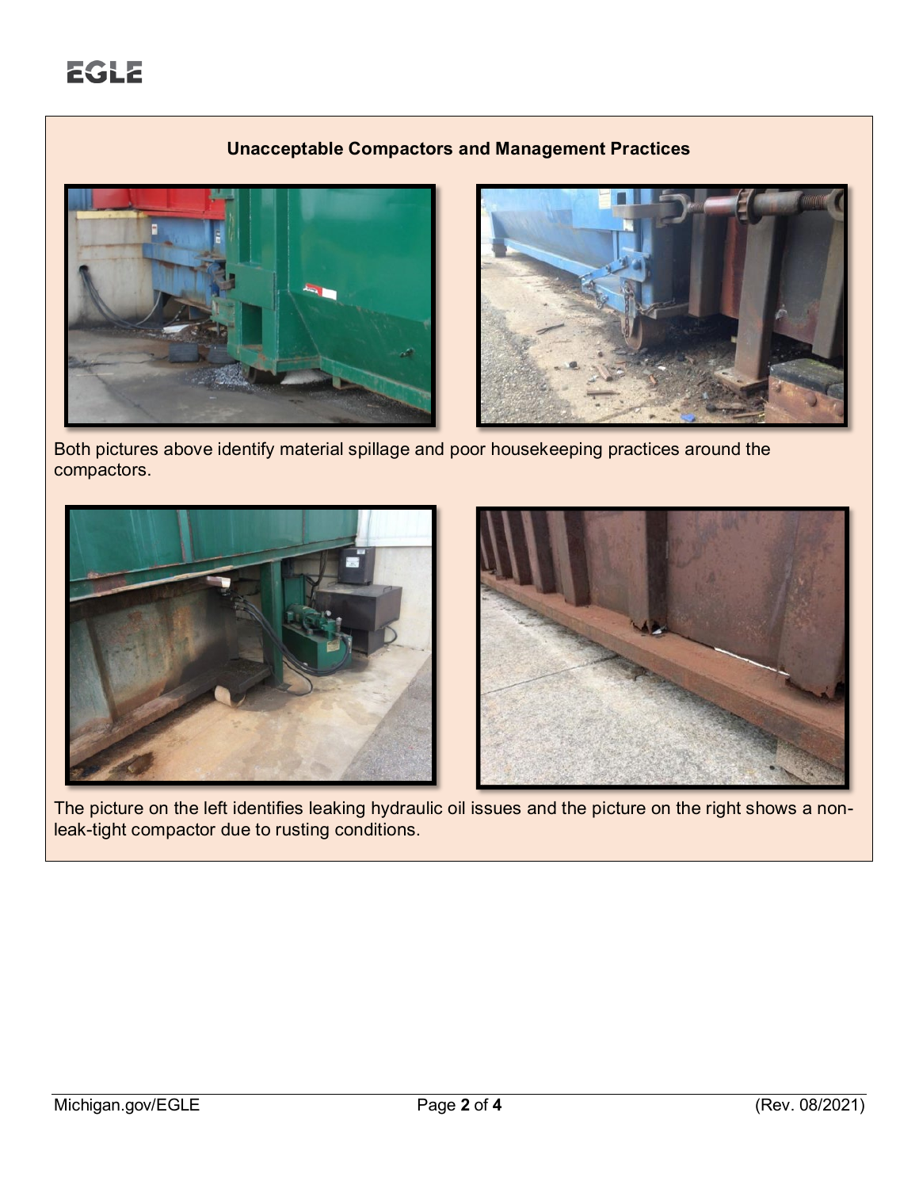**Unacceptable Compactors and Management Practices**

Both pictures above identify material spillage and poor housekeeping practices around the compactors.

The picture on the left identifies leaking hydraulic oil issues and the picture on the right shows a non-leak-tight compactor due to rusting conditions.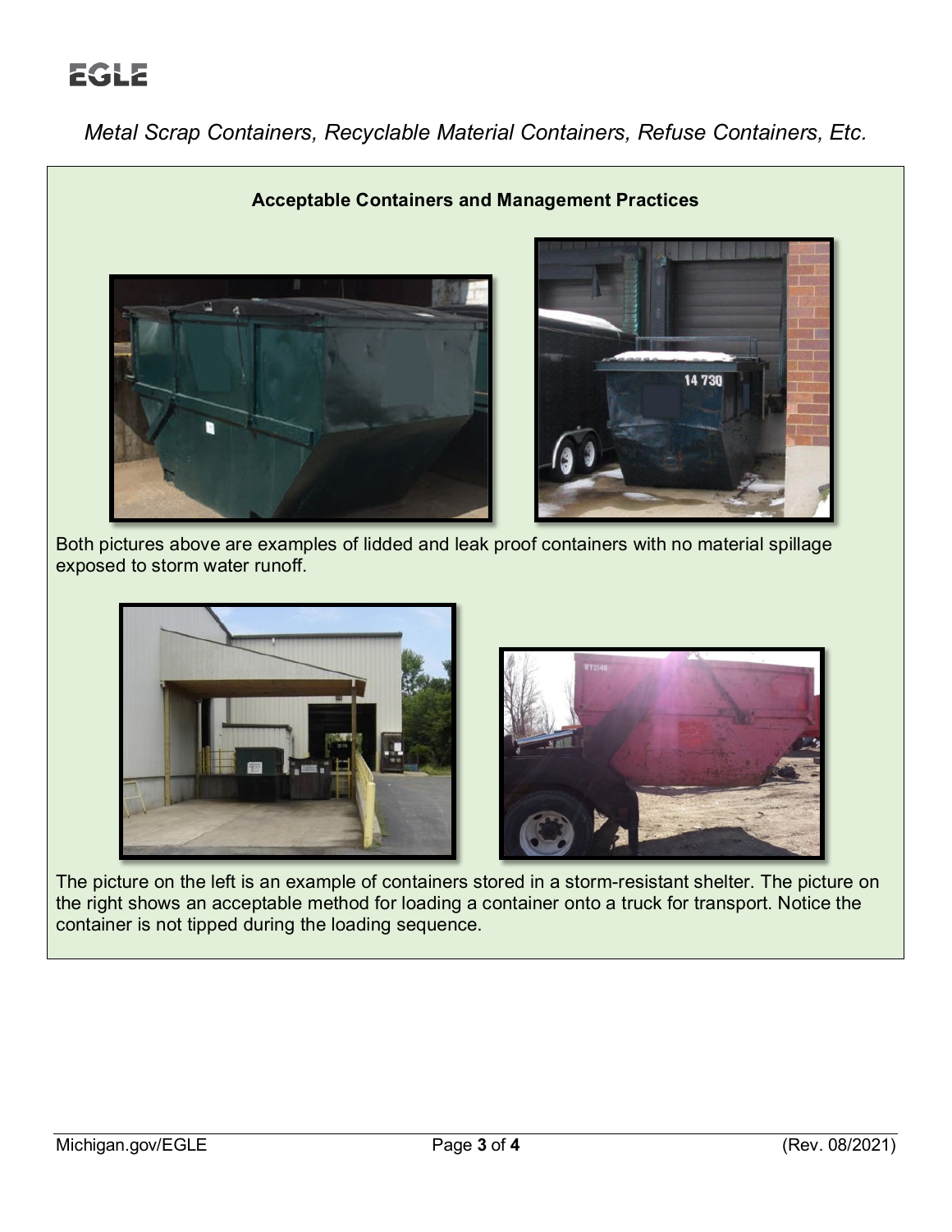*Metal Scrap Containers, Recyclable Material Containers, Refuse Containers, Etc.*

**Acceptable Containers and Management Practices**

Both pictures above are examples of lidded and leak proof containers with no material spillage exposed to storm water runoff.

The picture on the left is an example of containers stored in a storm-resistant shelter. The picture on the right shows an acceptable method for loading a container onto a truck for transport. Notice the container is not tipped during the loading sequence.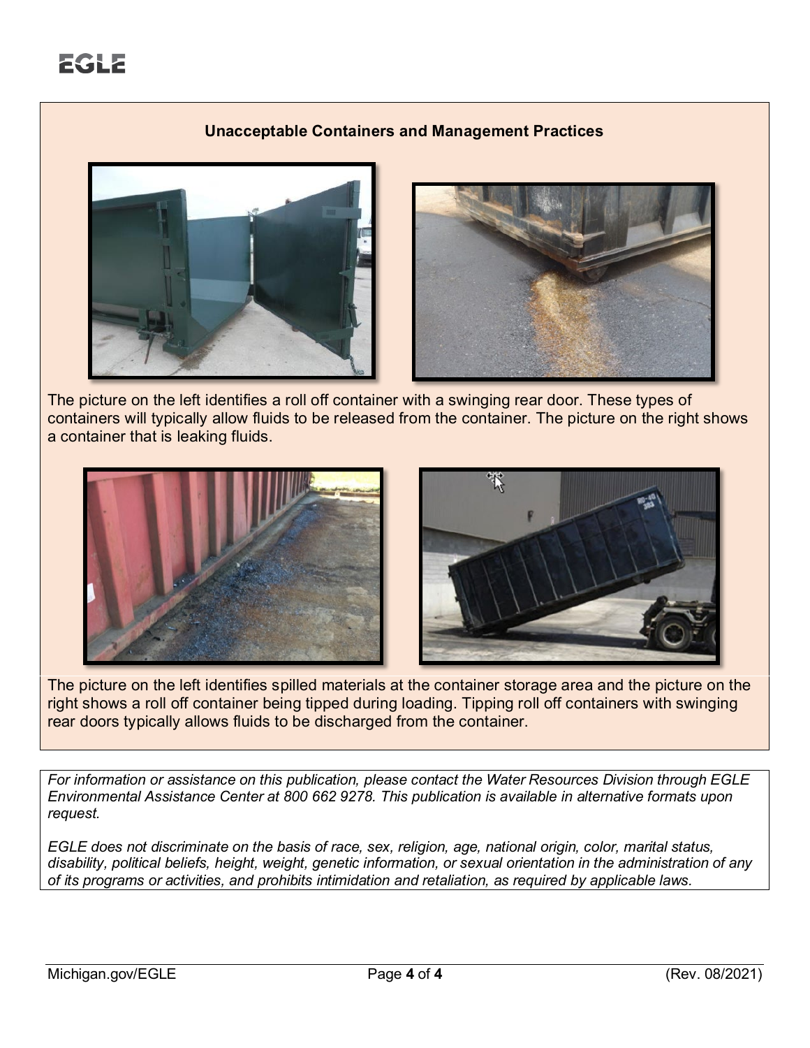### Unacceptable Containers and Management Practices

The picture on the left identifies a roll off container with a swinging rear door. These types of containers will typically allow fluids to be released from the container. The picture on the right shows a container that is leaking fluids.

The picture on the left identifies spilled materials at the container storage area and the picture on the right shows a roll off container being tipped during loading. Tipping roll off containers with swinging rear doors typically allows fluids to be discharged from the container.

*For information or assistance on this publication, please contact the Water Resources Division through EGLE Environmental Assistance Center at 800 662 9278. This publication is available in alternative formats upon request.*

*EGLE does not discriminate on the basis of race, sex, religion, age, national origin, color, marital status, disability, political beliefs, height, weight, genetic information, or sexual orientation in the administration of any of its programs or activities, and prohibits intimidation and retaliation, as required by applicable laws.*